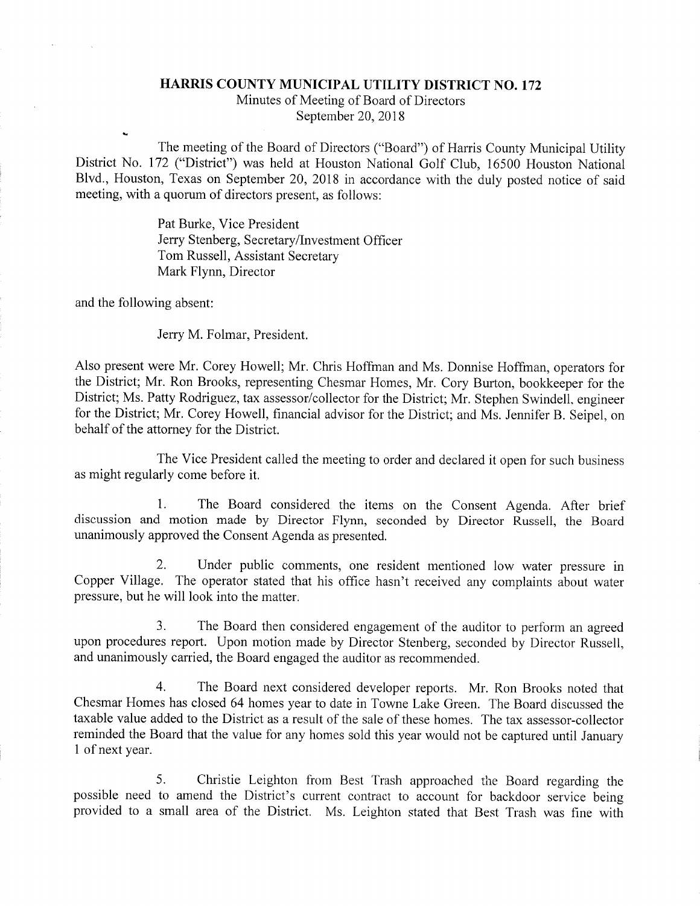# HARRIS COUNTY MUNICIPAL UTILITY DISTRICT NO. 172

Minutes of Meeting of Board of Directors
September 20, 2018

The meeting of the Board of Directors ("Board") of Harris County Municipal Utility District No. 172 ("District") was held at Houston National Golf Club, 16500 Houston National Blvd., Houston, Texas on September 20, 2018 in accordance with the duly posted notice of said meeting, with a quorum of directors present, as follows:

Pat Burke, Vice President
Jerry Stenberg, Secretary/Investment Officer
Tom Russell, Assistant Secretary
Mark Flynn, Director

and the following absent:

Jerry M. Folmar, President.

Also present were Mr. Corey Howell; Mr. Chris Hoffman and Ms. Donnise Hoffman, operators for the District; Mr. Ron Brooks, representing Chesmar Homes, Mr. Cory Burton, bookkeeper for the District; Ms. Patty Rodriguez, tax assessor/collector for the District; Mr. Stephen Swindell, engineer for the District; Mr. Corey Howell, financial advisor for the District; and Ms. Jennifer B. Seipel, on behalf of the attorney for the District.

The Vice President called the meeting to order and declared it open for such business as might regularly come before it.

1. The Board considered the items on the Consent Agenda. After brief discussion and motion made by Director Flynn, seconded by Director Russell, the Board unanimously approved the Consent Agenda as presented.

2. Under public comments, one resident mentioned low water pressure in Copper Village. The operator stated that his office hasn't received any complaints about water pressure, but he will look into the matter.

3. The Board then considered engagement of the auditor to perform an agreed upon procedures report. Upon motion made by Director Stenberg, seconded by Director Russell, and unanimously carried, the Board engaged the auditor as recommended.

4. The Board next considered developer reports. Mr. Ron Brooks noted that Chesmar Homes has closed 64 homes year to date in Towne Lake Green. The Board discussed the taxable value added to the District as a result of the sale of these homes. The tax assessor-collector reminded the Board that the value for any homes sold this year would not be captured until January 1 of next year.

5. Christie Leighton from Best Trash approached the Board regarding the possible need to amend the District's current contract to account for backdoor service being provided to a small area of the District. Ms. Leighton stated that Best Trash was fine with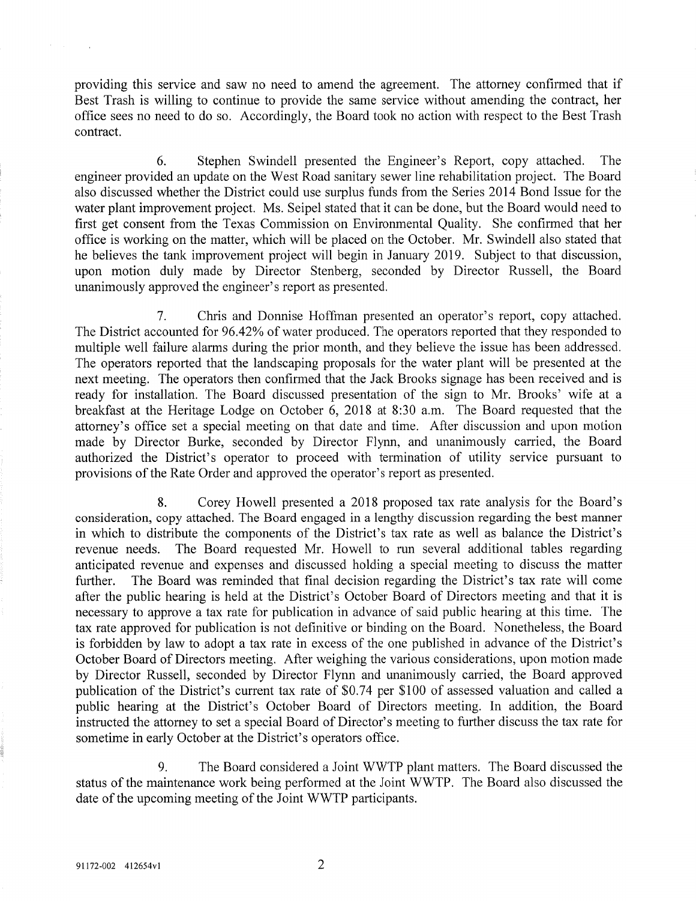providing this service and saw no need to amend the agreement. The attorney confirmed that if Best Trash is willing to continue to provide the same service without amending the contract, her office sees no need to do so. Accordingly, the Board took no action with respect to the Best Trash contract.

6. Stephen Swindell presented the Engineer's Report, copy attached. The engineer provided an update on the West Road sanitary sewer line rehabilitation project. The Board also discussed whether the District could use surplus funds from the Series 2014 Bond Issue for the water plant improvement project. Ms. Seipel stated that it can be done, but the Board would need to first get consent from the Texas Commission on Environmental Quality. She confirmed that her office is working on the matter, which will be placed on the October. Mr. Swindell also stated that he believes the tank improvement project will begin in January 2019. Subject to that discussion, upon motion duly made by Director Stenberg, seconded by Director Russell, the Board unanimously approved the engineer's report as presented.

7. Chris and Donnise Hoffman presented an operator's report, copy attached. The District accounted for 96.42% of water produced. The operators reported that they responded to multiple well failure alarms during the prior month, and they believe the issue has been addressed. The operators reported that the landscaping proposals for the water plant will be presented at the next meeting. The operators then confirmed that the Jack Brooks signage has been received and is ready for installation. The Board discussed presentation of the sign to Mr. Brooks' wife at a breakfast at the Heritage Lodge on October 6, 2018 at 8:30 a.m. The Board requested that the attorney's office set a special meeting on that date and time. After discussion and upon motion made by Director Burke, seconded by Director Flynn, and unanimously carried, the Board authorized the District's operator to proceed with termination of utility service pursuant to provisions of the Rate Order and approved the operator's report as presented.

8. Corey Howell presented a 2018 proposed tax rate analysis for the Board's consideration, copy attached. The Board engaged in a lengthy discussion regarding the best manner in which to distribute the components of the District's tax rate as well as balance the District's revenue needs. The Board requested Mr. Howell to run several additional tables regarding anticipated revenue and expenses and discussed holding a special meeting to discuss the matter further. The Board was reminded that final decision regarding the District's tax rate will come after the public hearing is held at the District's October Board of Directors meeting and that it is necessary to approve a tax rate for publication in advance of said public hearing at this time. The tax rate approved for publication is not definitive or binding on the Board. Nonetheless, the Board is forbidden by law to adopt a tax rate in excess of the one published in advance of the District's October Board of Directors meeting. After weighing the various considerations, upon motion made by Director Russell, seconded by Director Flynn and unanimously carried, the Board approved publication of the District's current tax rate of $0.74 per $100 of assessed valuation and called a public hearing at the District's October Board of Directors meeting. In addition, the Board instructed the attorney to set a special Board of Director's meeting to further discuss the tax rate for sometime in early October at the District's operators office.

9. The Board considered a Joint WWTP plant matters. The Board discussed the status of the maintenance work being performed at the Joint WWTP. The Board also discussed the date of the upcoming meeting of the Joint WWTP participants.

91172-002 412654v1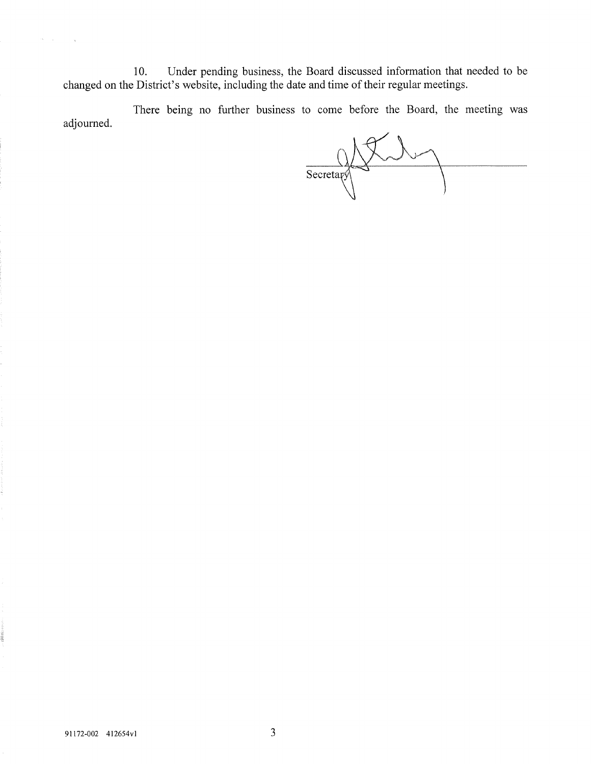10. Under pending business, the Board discussed information that needed to be changed on the District's website, including the date and time of their regular meetings.

There being no further business to come before the Board, the meeting was adjourned.

Secretary

91172-002 412654v1